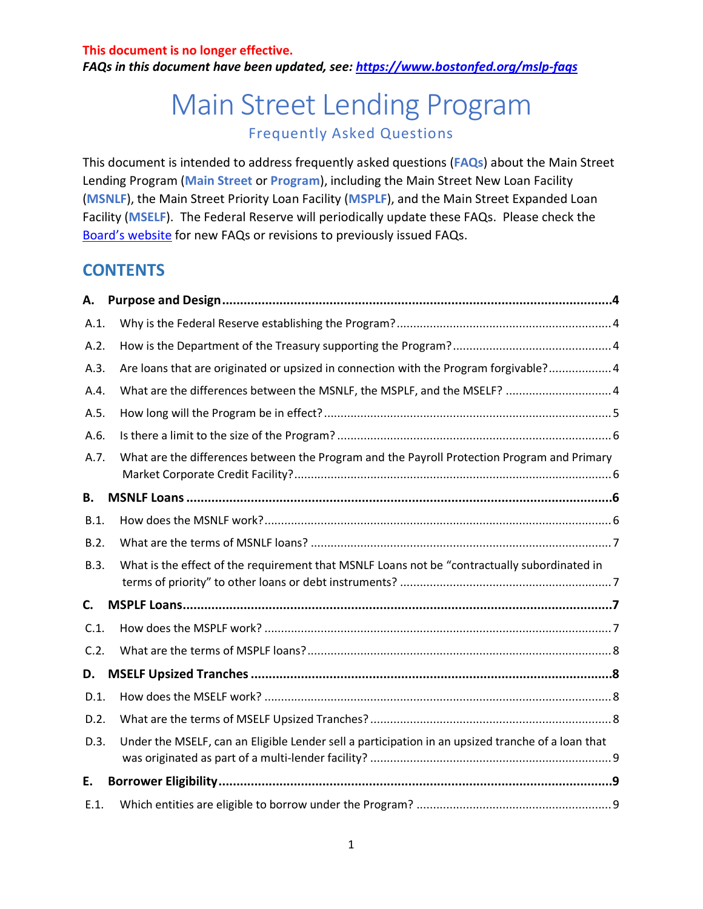**This document is no longer effective.**
***FAQs in this document have been updated, see: [https://www.bostonfed.org/mslp-faqs](https://www.bostonfed.org/mslp-faqs)***

# Main Street Lending Program

## Frequently Asked Questions

This document is intended to address frequently asked questions (**FAQs**) about the Main Street Lending Program (**Main Street** or **Program**), including the Main Street New Loan Facility (**MSNLF**), the Main Street Priority Loan Facility (**MSPLF**), and the Main Street Expanded Loan Facility (**MSELF**). The Federal Reserve will periodically update these FAQs. Please check the Board's website for new FAQs or revisions to previously issued FAQs.

## CONTENTS

**A. Purpose and Design** .......... 4

- A.1. Why is the Federal Reserve establishing the Program? .......... 4
- A.2. How is the Department of the Treasury supporting the Program? .......... 4
- A.3. Are loans that are originated or upsized in connection with the Program forgivable? .......... 4
- A.4. What are the differences between the MSNLF, the MSPLF, and the MSELF? .......... 4
- A.5. How long will the Program be in effect? .......... 5
- A.6. Is there a limit to the size of the Program? .......... 6
- A.7. What are the differences between the Program and the Payroll Protection Program and Primary Market Corporate Credit Facility? .......... 6

**B. MSNLF Loans** .......... 6

- B.1. How does the MSNLF work? .......... 6
- B.2. What are the terms of MSNLF loans? .......... 7
- B.3. What is the effect of the requirement that MSNLF Loans not be "contractually subordinated in terms of priority" to other loans or debt instruments? .......... 7

**C. MSPLF Loans** .......... 7

- C.1. How does the MSPLF work? .......... 7
- C.2. What are the terms of MSPLF loans? .......... 8

**D. MSELF Upsized Tranches** .......... 8

- D.1. How does the MSELF work? .......... 8
- D.2. What are the terms of MSELF Upsized Tranches? .......... 8
- D.3. Under the MSELF, can an Eligible Lender sell a participation in an upsized tranche of a loan that was originated as part of a multi-lender facility? .......... 9

**E. Borrower Eligibility** .......... 9

- E.1. Which entities are eligible to borrow under the Program? .......... 9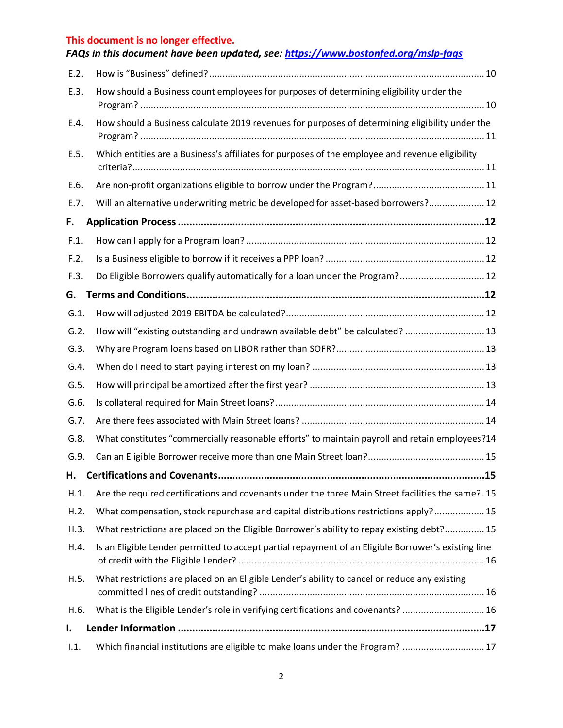**This document is no longer effective.**

***FAQs in this document have been updated, see: [https://www.bostonfed.org/mslp-faqs](https://www.bostonfed.org/mslp-faqs)***

E.2. How is "Business" defined? ... 10

E.3. How should a Business count employees for purposes of determining eligibility under the Program? ... 10

E.4. How should a Business calculate 2019 revenues for purposes of determining eligibility under the Program? ... 11

E.5. Which entities are a Business's affiliates for purposes of the employee and revenue eligibility criteria? ... 11

E.6. Are non-profit organizations eligible to borrow under the Program? ... 11

E.7. Will an alternative underwriting metric be developed for asset-based borrowers? ... 12

**F. Application Process ... 12**

F.1. How can I apply for a Program loan? ... 12

F.2. Is a Business eligible to borrow if it receives a PPP loan? ... 12

F.3. Do Eligible Borrowers qualify automatically for a loan under the Program? ... 12

**G. Terms and Conditions ... 12**

G.1. How will adjusted 2019 EBITDA be calculated? ... 12

G.2. How will "existing outstanding and undrawn available debt" be calculated? ... 13

G.3. Why are Program loans based on LIBOR rather than SOFR? ... 13

G.4. When do I need to start paying interest on my loan? ... 13

G.5. How will principal be amortized after the first year? ... 13

G.6. Is collateral required for Main Street loans? ... 14

G.7. Are there fees associated with Main Street loans? ... 14

G.8. What constitutes "commercially reasonable efforts" to maintain payroll and retain employees? 14

G.9. Can an Eligible Borrower receive more than one Main Street loan? ... 15

**H. Certifications and Covenants ... 15**

H.1. Are the required certifications and covenants under the three Main Street facilities the same? . 15

H.2. What compensation, stock repurchase and capital distributions restrictions apply? ... 15

H.3. What restrictions are placed on the Eligible Borrower's ability to repay existing debt? ... 15

H.4. Is an Eligible Lender permitted to accept partial repayment of an Eligible Borrower's existing line of credit with the Eligible Lender? ... 16

H.5. What restrictions are placed on an Eligible Lender's ability to cancel or reduce any existing committed lines of credit outstanding? ... 16

H.6. What is the Eligible Lender's role in verifying certifications and covenants? ... 16

**I. Lender Information ... 17**

I.1. Which financial institutions are eligible to make loans under the Program? ... 17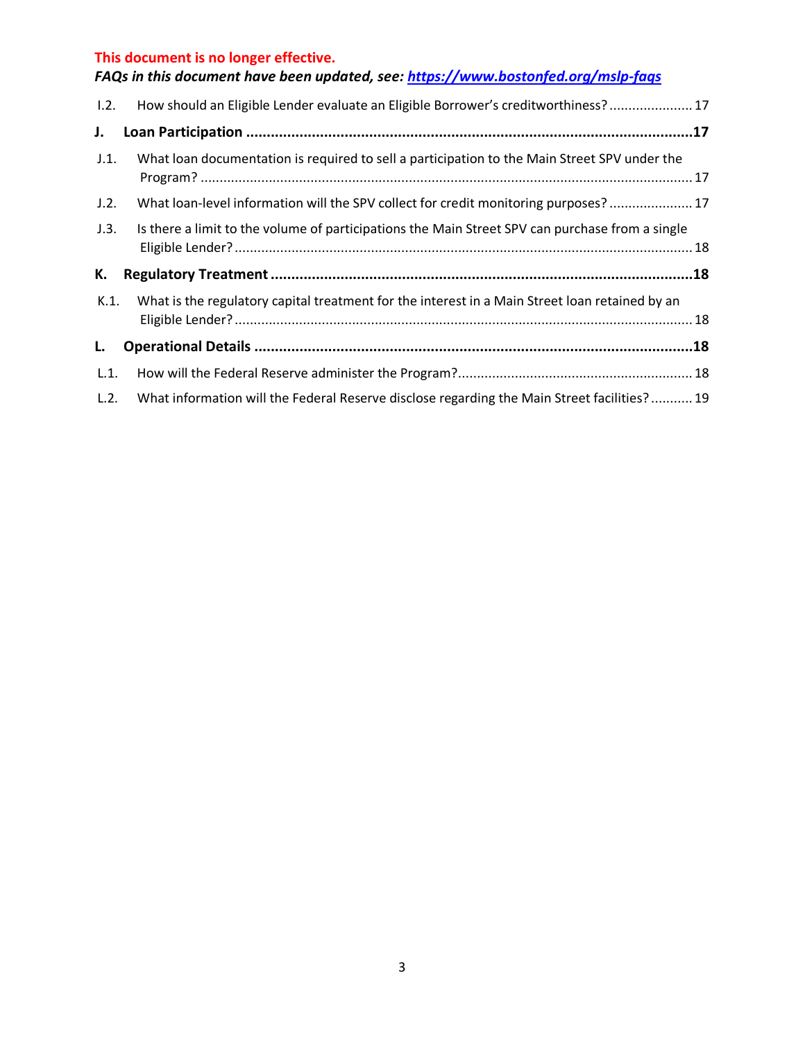**This document is no longer effective.**

***FAQs in this document have been updated, see: [https://www.bostonfed.org/mslp-faqs](https://www.bostonfed.org/mslp-faqs)***

I.2. How should an Eligible Lender evaluate an Eligible Borrower's creditworthiness? ...................... 17

**J. Loan Participation ............................................................................................................17**

J.1. What loan documentation is required to sell a participation to the Main Street SPV under the Program? ................................................................................................................................ 17

J.2. What loan-level information will the SPV collect for credit monitoring purposes? ...................... 17

J.3. Is there a limit to the volume of participations the Main Street SPV can purchase from a single Eligible Lender? ....................................................................................................................... 18

**K. Regulatory Treatment ......................................................................................................18**

K.1. What is the regulatory capital treatment for the interest in a Main Street loan retained by an Eligible Lender? ....................................................................................................................... 18

**L. Operational Details ..........................................................................................................18**

L.1. How will the Federal Reserve administer the Program?............................................................. 18

L.2. What information will the Federal Reserve disclose regarding the Main Street facilities? ........... 19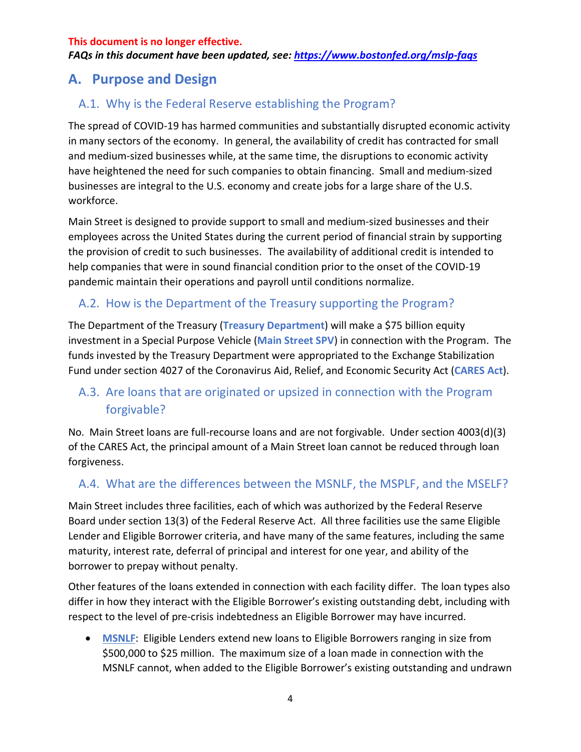**This document is no longer effective.**
***FAQs in this document have been updated, see: https://www.bostonfed.org/mslp-faqs***

## A. Purpose and Design

### A.1. Why is the Federal Reserve establishing the Program?

The spread of COVID-19 has harmed communities and substantially disrupted economic activity in many sectors of the economy. In general, the availability of credit has contracted for small and medium-sized businesses while, at the same time, the disruptions to economic activity have heightened the need for such companies to obtain financing. Small and medium-sized businesses are integral to the U.S. economy and create jobs for a large share of the U.S. workforce.

Main Street is designed to provide support to small and medium-sized businesses and their employees across the United States during the current period of financial strain by supporting the provision of credit to such businesses. The availability of additional credit is intended to help companies that were in sound financial condition prior to the onset of the COVID-19 pandemic maintain their operations and payroll until conditions normalize.

### A.2. How is the Department of the Treasury supporting the Program?

The Department of the Treasury (**Treasury Department**) will make a $75 billion equity investment in a Special Purpose Vehicle (**Main Street SPV**) in connection with the Program. The funds invested by the Treasury Department were appropriated to the Exchange Stabilization Fund under section 4027 of the Coronavirus Aid, Relief, and Economic Security Act (**CARES Act**).

### A.3. Are loans that are originated or upsized in connection with the Program forgivable?

No. Main Street loans are full-recourse loans and are not forgivable. Under section 4003(d)(3) of the CARES Act, the principal amount of a Main Street loan cannot be reduced through loan forgiveness.

### A.4. What are the differences between the MSNLF, the MSPLF, and the MSELF?

Main Street includes three facilities, each of which was authorized by the Federal Reserve Board under section 13(3) of the Federal Reserve Act. All three facilities use the same Eligible Lender and Eligible Borrower criteria, and have many of the same features, including the same maturity, interest rate, deferral of principal and interest for one year, and ability of the borrower to prepay without penalty.

Other features of the loans extended in connection with each facility differ. The loan types also differ in how they interact with the Eligible Borrower's existing outstanding debt, including with respect to the level of pre-crisis indebtedness an Eligible Borrower may have incurred.

- **MSNLF**: Eligible Lenders extend new loans to Eligible Borrowers ranging in size from $500,000 to $25 million. The maximum size of a loan made in connection with the MSNLF cannot, when added to the Eligible Borrower's existing outstanding and undrawn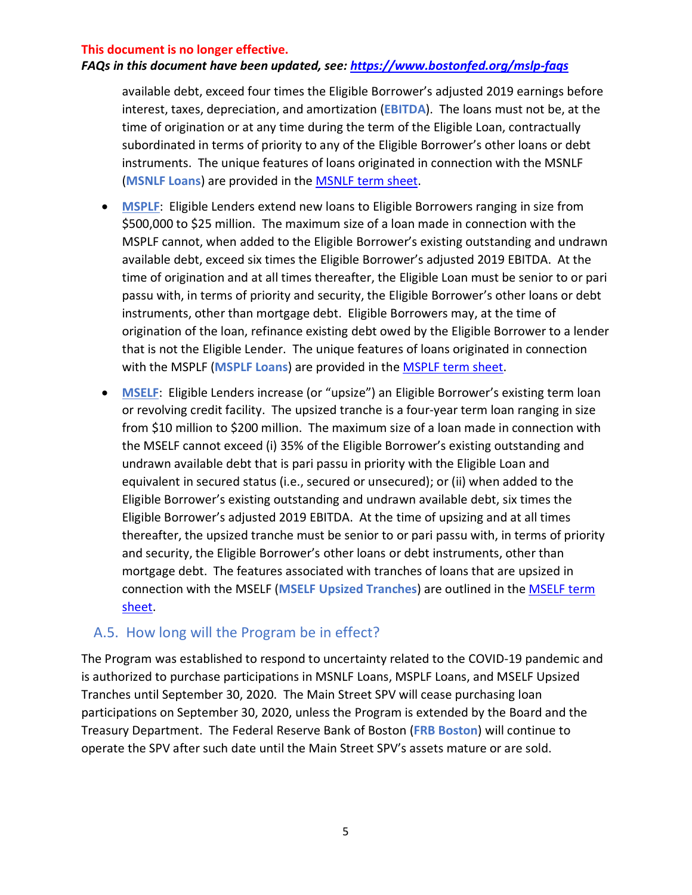**This document is no longer effective.**
***FAQs in this document have been updated, see: [https://www.bostonfed.org/mslp-faqs](https://www.bostonfed.org/mslp-faqs)***

available debt, exceed four times the Eligible Borrower's adjusted 2019 earnings before interest, taxes, depreciation, and amortization (**EBITDA**). The loans must not be, at the time of origination or at any time during the term of the Eligible Loan, contractually subordinated in terms of priority to any of the Eligible Borrower's other loans or debt instruments. The unique features of loans originated in connection with the MSNLF (**MSNLF Loans**) are provided in the [MSNLF term sheet](#).

- **[MSPLF](#)**: Eligible Lenders extend new loans to Eligible Borrowers ranging in size from \$500,000 to \$25 million. The maximum size of a loan made in connection with the MSPLF cannot, when added to the Eligible Borrower's existing outstanding and undrawn available debt, exceed six times the Eligible Borrower's adjusted 2019 EBITDA. At the time of origination and at all times thereafter, the Eligible Loan must be senior to or pari passu with, in terms of priority and security, the Eligible Borrower's other loans or debt instruments, other than mortgage debt. Eligible Borrowers may, at the time of origination of the loan, refinance existing debt owed by the Eligible Borrower to a lender that is not the Eligible Lender. The unique features of loans originated in connection with the MSPLF (**MSPLF Loans**) are provided in the [MSPLF term sheet](#).
- **[MSELF](#)**: Eligible Lenders increase (or "upsize") an Eligible Borrower's existing term loan or revolving credit facility. The upsized tranche is a four-year term loan ranging in size from \$10 million to \$200 million. The maximum size of a loan made in connection with the MSELF cannot exceed (i) 35% of the Eligible Borrower's existing outstanding and undrawn available debt that is pari passu in priority with the Eligible Loan and equivalent in secured status (i.e., secured or unsecured); or (ii) when added to the Eligible Borrower's existing outstanding and undrawn available debt, six times the Eligible Borrower's adjusted 2019 EBITDA. At the time of upsizing and at all times thereafter, the upsized tranche must be senior to or pari passu with, in terms of priority and security, the Eligible Borrower's other loans or debt instruments, other than mortgage debt. The features associated with tranches of loans that are upsized in connection with the MSELF (**MSELF Upsized Tranches**) are outlined in the [MSELF term sheet](#).

## A.5. How long will the Program be in effect?

The Program was established to respond to uncertainty related to the COVID-19 pandemic and is authorized to purchase participations in MSNLF Loans, MSPLF Loans, and MSELF Upsized Tranches until September 30, 2020. The Main Street SPV will cease purchasing loan participations on September 30, 2020, unless the Program is extended by the Board and the Treasury Department. The Federal Reserve Bank of Boston (**FRB Boston**) will continue to operate the SPV after such date until the Main Street SPV's assets mature or are sold.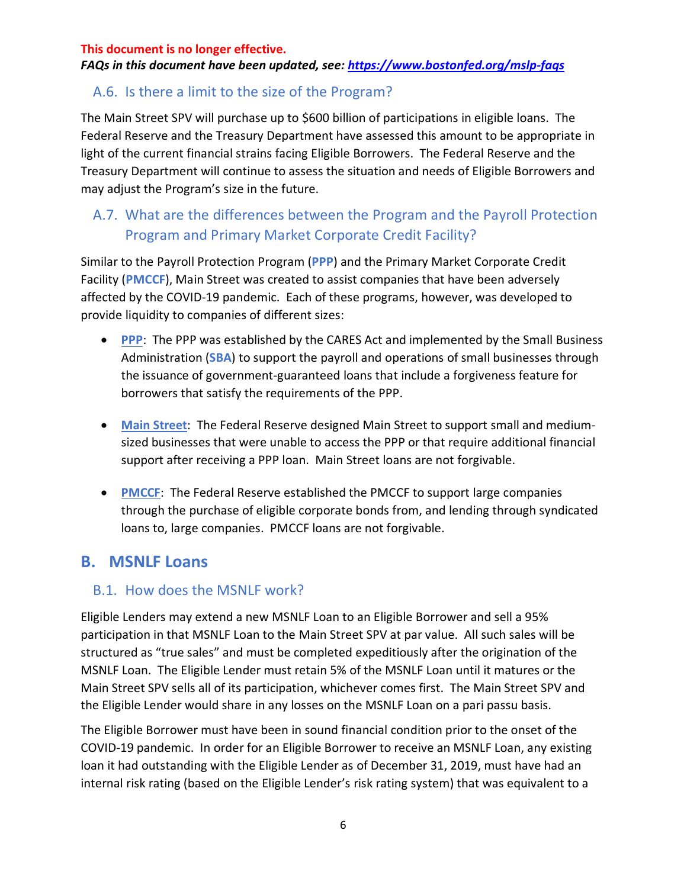**This document is no longer effective.**
***FAQs in this document have been updated, see: [https://www.bostonfed.org/mslp-faqs](https://www.bostonfed.org/mslp-faqs)***

### A.6. Is there a limit to the size of the Program?

The Main Street SPV will purchase up to $600 billion of participations in eligible loans. The Federal Reserve and the Treasury Department have assessed this amount to be appropriate in light of the current financial strains facing Eligible Borrowers. The Federal Reserve and the Treasury Department will continue to assess the situation and needs of Eligible Borrowers and may adjust the Program's size in the future.

### A.7. What are the differences between the Program and the Payroll Protection Program and Primary Market Corporate Credit Facility?

Similar to the Payroll Protection Program (**PPP**) and the Primary Market Corporate Credit Facility (**PMCCF**), Main Street was created to assist companies that have been adversely affected by the COVID-19 pandemic. Each of these programs, however, was developed to provide liquidity to companies of different sizes:

- **PPP**: The PPP was established by the CARES Act and implemented by the Small Business Administration (**SBA**) to support the payroll and operations of small businesses through the issuance of government-guaranteed loans that include a forgiveness feature for borrowers that satisfy the requirements of the PPP.

- **Main Street**: The Federal Reserve designed Main Street to support small and medium-sized businesses that were unable to access the PPP or that require additional financial support after receiving a PPP loan. Main Street loans are not forgivable.

- **PMCCF**: The Federal Reserve established the PMCCF to support large companies through the purchase of eligible corporate bonds from, and lending through syndicated loans to, large companies. PMCCF loans are not forgivable.

## B. MSNLF Loans

### B.1. How does the MSNLF work?

Eligible Lenders may extend a new MSNLF Loan to an Eligible Borrower and sell a 95% participation in that MSNLF Loan to the Main Street SPV at par value. All such sales will be structured as "true sales" and must be completed expeditiously after the origination of the MSNLF Loan. The Eligible Lender must retain 5% of the MSNLF Loan until it matures or the Main Street SPV sells all of its participation, whichever comes first. The Main Street SPV and the Eligible Lender would share in any losses on the MSNLF Loan on a pari passu basis.

The Eligible Borrower must have been in sound financial condition prior to the onset of the COVID-19 pandemic. In order for an Eligible Borrower to receive an MSNLF Loan, any existing loan it had outstanding with the Eligible Lender as of December 31, 2019, must have had an internal risk rating (based on the Eligible Lender's risk rating system) that was equivalent to a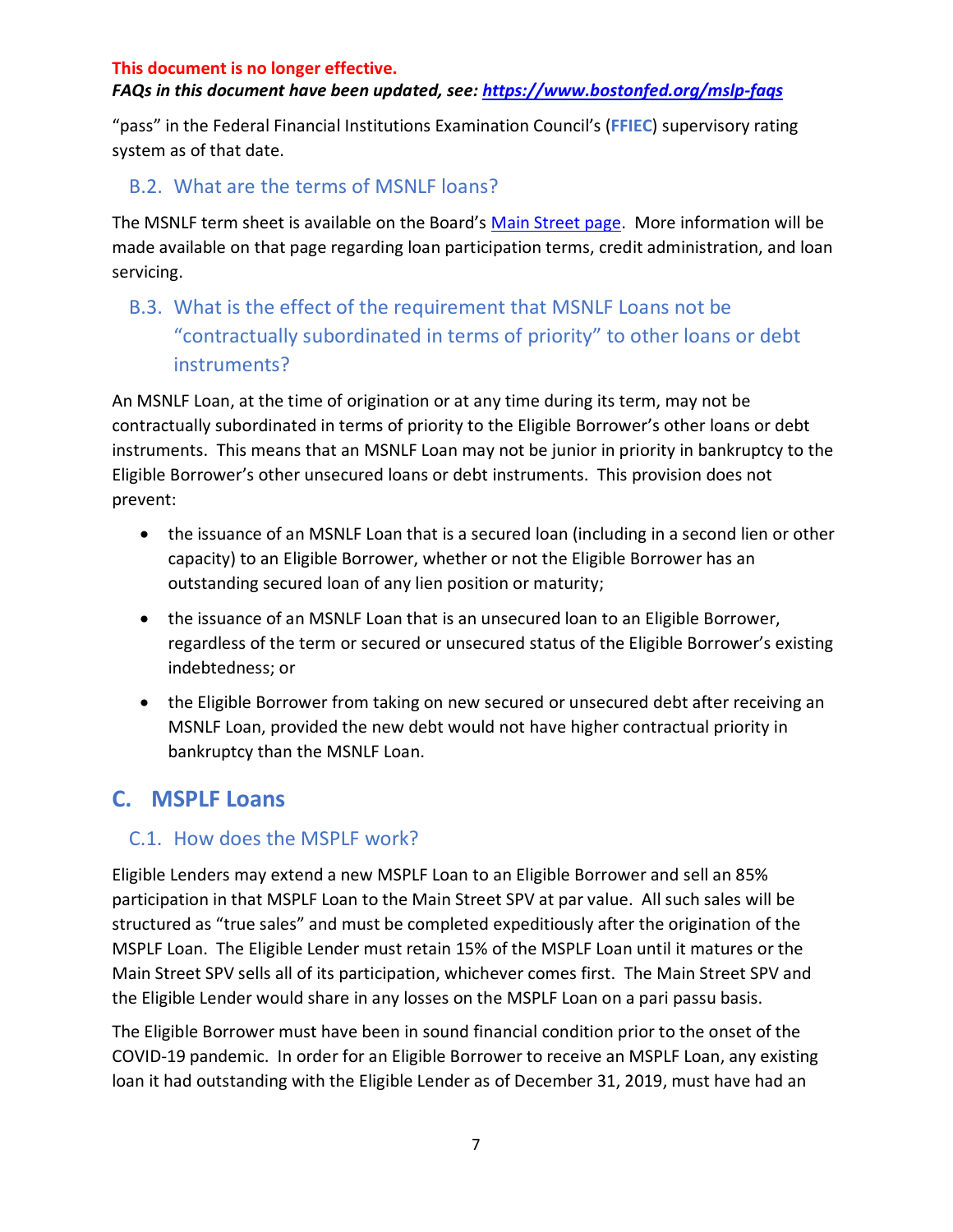**This document is no longer effective.**
***FAQs in this document have been updated, see: [https://www.bostonfed.org/mslp-faqs](https://www.bostonfed.org/mslp-faqs)***

"pass" in the Federal Financial Institutions Examination Council's (**FFIEC**) supervisory rating system as of that date.

### B.2. What are the terms of MSNLF loans?

The MSNLF term sheet is available on the Board's [Main Street page](). More information will be made available on that page regarding loan participation terms, credit administration, and loan servicing.

### B.3. What is the effect of the requirement that MSNLF Loans not be "contractually subordinated in terms of priority" to other loans or debt instruments?

An MSNLF Loan, at the time of origination or at any time during its term, may not be contractually subordinated in terms of priority to the Eligible Borrower's other loans or debt instruments. This means that an MSNLF Loan may not be junior in priority in bankruptcy to the Eligible Borrower's other unsecured loans or debt instruments. This provision does not prevent:

- the issuance of an MSNLF Loan that is a secured loan (including in a second lien or other capacity) to an Eligible Borrower, whether or not the Eligible Borrower has an outstanding secured loan of any lien position or maturity;
- the issuance of an MSNLF Loan that is an unsecured loan to an Eligible Borrower, regardless of the term or secured or unsecured status of the Eligible Borrower's existing indebtedness; or
- the Eligible Borrower from taking on new secured or unsecured debt after receiving an MSNLF Loan, provided the new debt would not have higher contractual priority in bankruptcy than the MSNLF Loan.

## C. MSPLF Loans

### C.1. How does the MSPLF work?

Eligible Lenders may extend a new MSPLF Loan to an Eligible Borrower and sell an 85% participation in that MSPLF Loan to the Main Street SPV at par value. All such sales will be structured as "true sales" and must be completed expeditiously after the origination of the MSPLF Loan. The Eligible Lender must retain 15% of the MSPLF Loan until it matures or the Main Street SPV sells all of its participation, whichever comes first. The Main Street SPV and the Eligible Lender would share in any losses on the MSPLF Loan on a pari passu basis.

The Eligible Borrower must have been in sound financial condition prior to the onset of the COVID-19 pandemic. In order for an Eligible Borrower to receive an MSPLF Loan, any existing loan it had outstanding with the Eligible Lender as of December 31, 2019, must have had an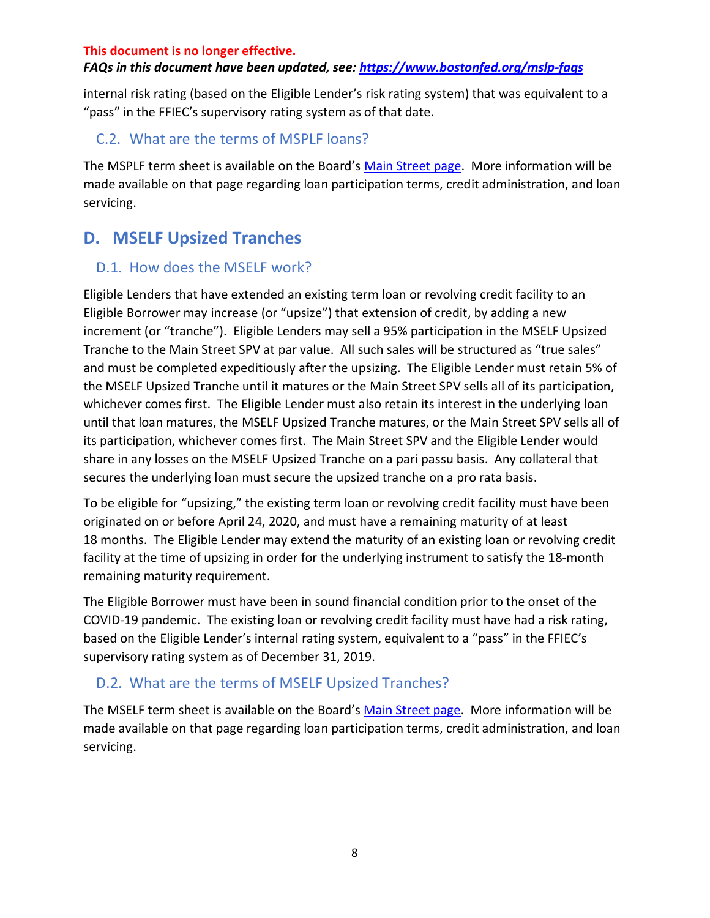**This document is no longer effective.**
***FAQs in this document have been updated, see: [https://www.bostonfed.org/mslp-faqs](https://www.bostonfed.org/mslp-faqs)***

internal risk rating (based on the Eligible Lender's risk rating system) that was equivalent to a "pass" in the FFIEC's supervisory rating system as of that date.

### C.2. What are the terms of MSPLF loans?

The MSPLF term sheet is available on the Board's [Main Street page](). More information will be made available on that page regarding loan participation terms, credit administration, and loan servicing.

## D. MSELF Upsized Tranches

### D.1. How does the MSELF work?

Eligible Lenders that have extended an existing term loan or revolving credit facility to an Eligible Borrower may increase (or "upsize") that extension of credit, by adding a new increment (or "tranche"). Eligible Lenders may sell a 95% participation in the MSELF Upsized Tranche to the Main Street SPV at par value. All such sales will be structured as "true sales" and must be completed expeditiously after the upsizing. The Eligible Lender must retain 5% of the MSELF Upsized Tranche until it matures or the Main Street SPV sells all of its participation, whichever comes first. The Eligible Lender must also retain its interest in the underlying loan until that loan matures, the MSELF Upsized Tranche matures, or the Main Street SPV sells all of its participation, whichever comes first. The Main Street SPV and the Eligible Lender would share in any losses on the MSELF Upsized Tranche on a pari passu basis. Any collateral that secures the underlying loan must secure the upsized tranche on a pro rata basis.

To be eligible for "upsizing," the existing term loan or revolving credit facility must have been originated on or before April 24, 2020, and must have a remaining maturity of at least 18 months. The Eligible Lender may extend the maturity of an existing loan or revolving credit facility at the time of upsizing in order for the underlying instrument to satisfy the 18-month remaining maturity requirement.

The Eligible Borrower must have been in sound financial condition prior to the onset of the COVID-19 pandemic. The existing loan or revolving credit facility must have had a risk rating, based on the Eligible Lender's internal rating system, equivalent to a "pass" in the FFIEC's supervisory rating system as of December 31, 2019.

### D.2. What are the terms of MSELF Upsized Tranches?

The MSELF term sheet is available on the Board's [Main Street page](). More information will be made available on that page regarding loan participation terms, credit administration, and loan servicing.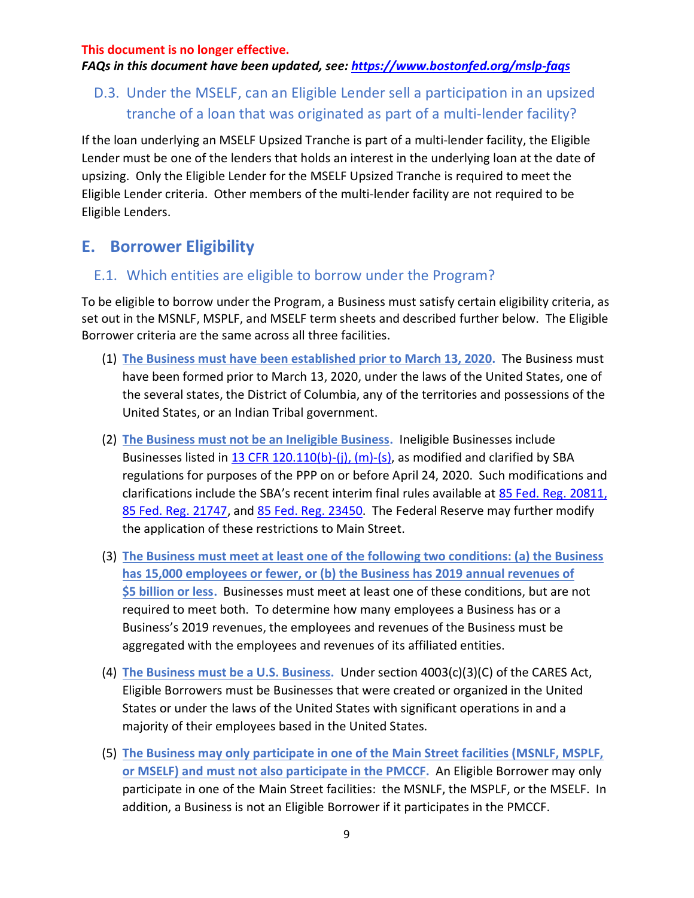**This document is no longer effective.**
***FAQs in this document have been updated, see: [https://www.bostonfed.org/mslp-faqs](https://www.bostonfed.org/mslp-faqs)***

### D.3. Under the MSELF, can an Eligible Lender sell a participation in an upsized tranche of a loan that was originated as part of a multi-lender facility?

If the loan underlying an MSELF Upsized Tranche is part of a multi-lender facility, the Eligible Lender must be one of the lenders that holds an interest in the underlying loan at the date of upsizing. Only the Eligible Lender for the MSELF Upsized Tranche is required to meet the Eligible Lender criteria. Other members of the multi-lender facility are not required to be Eligible Lenders.

## E. Borrower Eligibility

### E.1. Which entities are eligible to borrow under the Program?

To be eligible to borrow under the Program, a Business must satisfy certain eligibility criteria, as set out in the MSNLF, MSPLF, and MSELF term sheets and described further below. The Eligible Borrower criteria are the same across all three facilities.

(1) **The Business must have been established prior to March 13, 2020.** The Business must have been formed prior to March 13, 2020, under the laws of the United States, one of the several states, the District of Columbia, any of the territories and possessions of the United States, or an Indian Tribal government.

(2) **The Business must not be an Ineligible Business.** Ineligible Businesses include Businesses listed in 13 CFR 120.110(b)-(j), (m)-(s), as modified and clarified by SBA regulations for purposes of the PPP on or before April 24, 2020. Such modifications and clarifications include the SBA's recent interim final rules available at 85 Fed. Reg. 20811, 85 Fed. Reg. 21747, and 85 Fed. Reg. 23450. The Federal Reserve may further modify the application of these restrictions to Main Street.

(3) **The Business must meet at least one of the following two conditions: (a) the Business has 15,000 employees or fewer, or (b) the Business has 2019 annual revenues of $5 billion or less.** Businesses must meet at least one of these conditions, but are not required to meet both. To determine how many employees a Business has or a Business's 2019 revenues, the employees and revenues of the Business must be aggregated with the employees and revenues of its affiliated entities.

(4) **The Business must be a U.S. Business.** Under section 4003(c)(3)(C) of the CARES Act, Eligible Borrowers must be Businesses that were created or organized in the United States or under the laws of the United States with significant operations in and a majority of their employees based in the United States.

(5) **The Business may only participate in one of the Main Street facilities (MSNLF, MSPLF, or MSELF) and must not also participate in the PMCCF.** An Eligible Borrower may only participate in one of the Main Street facilities: the MSNLF, the MSPLF, or the MSELF. In addition, a Business is not an Eligible Borrower if it participates in the PMCCF.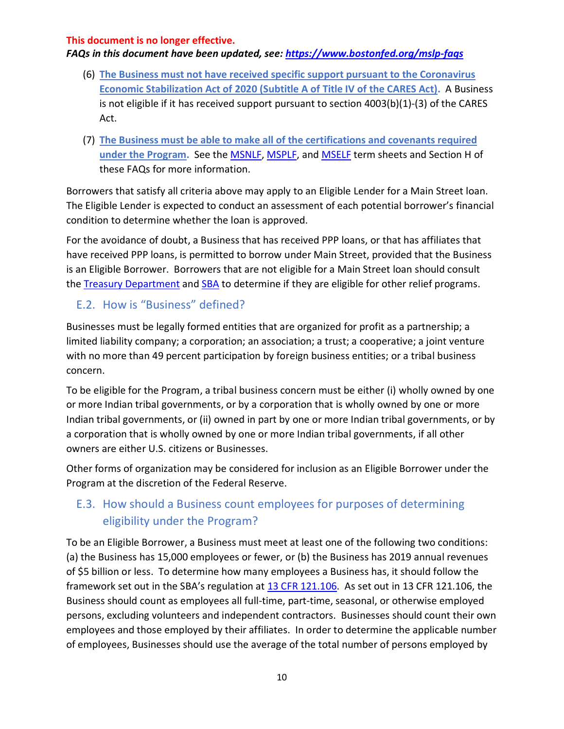**This document is no longer effective.**
***FAQs in this document have been updated, see: https://www.bostonfed.org/mslp-faqs***

(6) **The Business must not have received specific support pursuant to the Coronavirus Economic Stabilization Act of 2020 (Subtitle A of Title IV of the CARES Act).** A Business is not eligible if it has received support pursuant to section 4003(b)(1)-(3) of the CARES Act.

(7) **The Business must be able to make all of the certifications and covenants required under the Program.** See the MSNLF, MSPLF, and MSELF term sheets and Section H of these FAQs for more information.

Borrowers that satisfy all criteria above may apply to an Eligible Lender for a Main Street loan. The Eligible Lender is expected to conduct an assessment of each potential borrower's financial condition to determine whether the loan is approved.

For the avoidance of doubt, a Business that has received PPP loans, or that has affiliates that have received PPP loans, is permitted to borrow under Main Street, provided that the Business is an Eligible Borrower. Borrowers that are not eligible for a Main Street loan should consult the Treasury Department and SBA to determine if they are eligible for other relief programs.

## E.2. How is "Business" defined?

Businesses must be legally formed entities that are organized for profit as a partnership; a limited liability company; a corporation; an association; a trust; a cooperative; a joint venture with no more than 49 percent participation by foreign business entities; or a tribal business concern.

To be eligible for the Program, a tribal business concern must be either (i) wholly owned by one or more Indian tribal governments, or by a corporation that is wholly owned by one or more Indian tribal governments, or (ii) owned in part by one or more Indian tribal governments, or by a corporation that is wholly owned by one or more Indian tribal governments, if all other owners are either U.S. citizens or Businesses.

Other forms of organization may be considered for inclusion as an Eligible Borrower under the Program at the discretion of the Federal Reserve.

## E.3. How should a Business count employees for purposes of determining eligibility under the Program?

To be an Eligible Borrower, a Business must meet at least one of the following two conditions: (a) the Business has 15,000 employees or fewer, or (b) the Business has 2019 annual revenues of $5 billion or less. To determine how many employees a Business has, it should follow the framework set out in the SBA's regulation at 13 CFR 121.106. As set out in 13 CFR 121.106, the Business should count as employees all full-time, part-time, seasonal, or otherwise employed persons, excluding volunteers and independent contractors. Businesses should count their own employees and those employed by their affiliates. In order to determine the applicable number of employees, Businesses should use the average of the total number of persons employed by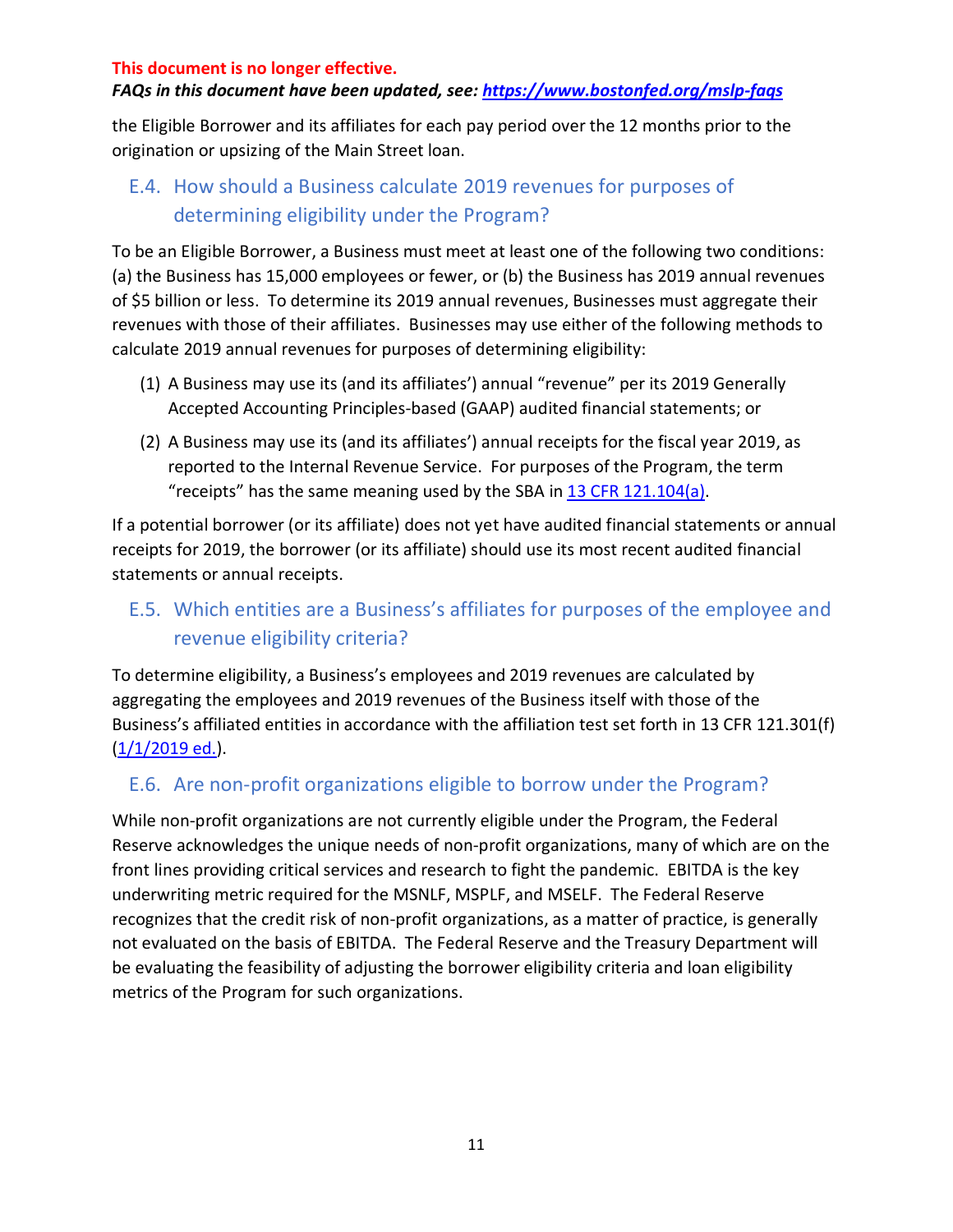**This document is no longer effective.**

***FAQs in this document have been updated, see: [https://www.bostonfed.org/mslp-faqs](https://www.bostonfed.org/mslp-faqs)***

the Eligible Borrower and its affiliates for each pay period over the 12 months prior to the origination or upsizing of the Main Street loan.

## E.4. How should a Business calculate 2019 revenues for purposes of determining eligibility under the Program?

To be an Eligible Borrower, a Business must meet at least one of the following two conditions: (a) the Business has 15,000 employees or fewer, or (b) the Business has 2019 annual revenues of $5 billion or less. To determine its 2019 annual revenues, Businesses must aggregate their revenues with those of their affiliates. Businesses may use either of the following methods to calculate 2019 annual revenues for purposes of determining eligibility:

1. A Business may use its (and its affiliates') annual "revenue" per its 2019 Generally Accepted Accounting Principles-based (GAAP) audited financial statements; or
2. A Business may use its (and its affiliates') annual receipts for the fiscal year 2019, as reported to the Internal Revenue Service. For purposes of the Program, the term "receipts" has the same meaning used by the SBA in 13 CFR 121.104(a).

If a potential borrower (or its affiliate) does not yet have audited financial statements or annual receipts for 2019, the borrower (or its affiliate) should use its most recent audited financial statements or annual receipts.

## E.5. Which entities are a Business's affiliates for purposes of the employee and revenue eligibility criteria?

To determine eligibility, a Business's employees and 2019 revenues are calculated by aggregating the employees and 2019 revenues of the Business itself with those of the Business's affiliated entities in accordance with the affiliation test set forth in 13 CFR 121.301(f) (1/1/2019 ed.).

## E.6. Are non-profit organizations eligible to borrow under the Program?

While non-profit organizations are not currently eligible under the Program, the Federal Reserve acknowledges the unique needs of non-profit organizations, many of which are on the front lines providing critical services and research to fight the pandemic. EBITDA is the key underwriting metric required for the MSNLF, MSPLF, and MSELF. The Federal Reserve recognizes that the credit risk of non-profit organizations, as a matter of practice, is generally not evaluated on the basis of EBITDA. The Federal Reserve and the Treasury Department will be evaluating the feasibility of adjusting the borrower eligibility criteria and loan eligibility metrics of the Program for such organizations.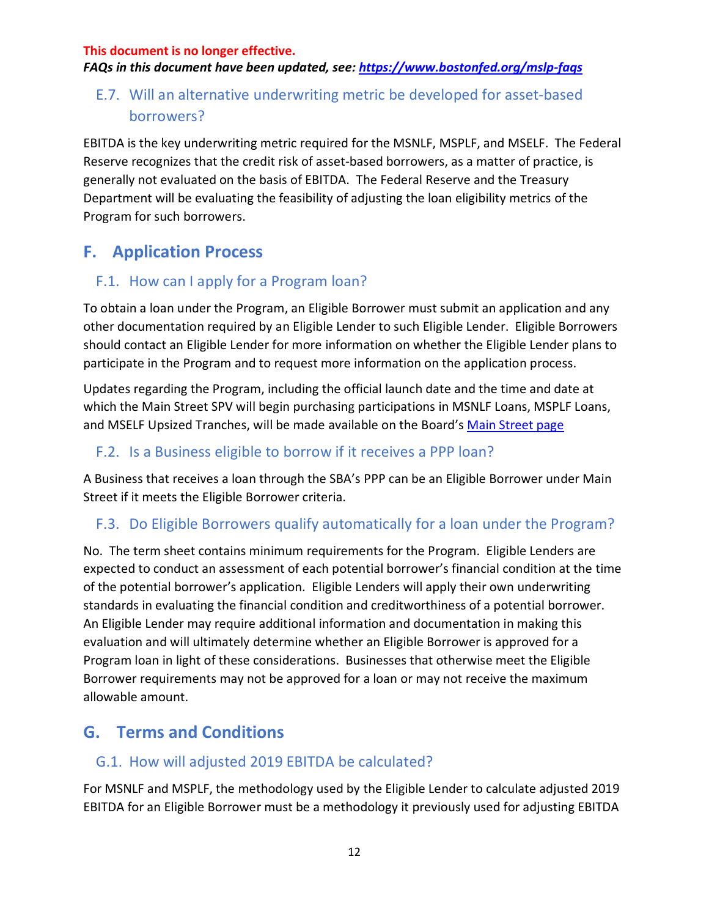**This document is no longer effective.**
***FAQs in this document have been updated, see: [https://www.bostonfed.org/mslp-faqs](https://www.bostonfed.org/mslp-faqs)***

### E.7. Will an alternative underwriting metric be developed for asset-based borrowers?

EBITDA is the key underwriting metric required for the MSNLF, MSPLF, and MSELF. The Federal Reserve recognizes that the credit risk of asset-based borrowers, as a matter of practice, is generally not evaluated on the basis of EBITDA. The Federal Reserve and the Treasury Department will be evaluating the feasibility of adjusting the loan eligibility metrics of the Program for such borrowers.

## F. Application Process

### F.1. How can I apply for a Program loan?

To obtain a loan under the Program, an Eligible Borrower must submit an application and any other documentation required by an Eligible Lender to such Eligible Lender. Eligible Borrowers should contact an Eligible Lender for more information on whether the Eligible Lender plans to participate in the Program and to request more information on the application process.

Updates regarding the Program, including the official launch date and the time and date at which the Main Street SPV will begin purchasing participations in MSNLF Loans, MSPLF Loans, and MSELF Upsized Tranches, will be made available on the Board's Main Street page

### F.2. Is a Business eligible to borrow if it receives a PPP loan?

A Business that receives a loan through the SBA's PPP can be an Eligible Borrower under Main Street if it meets the Eligible Borrower criteria.

### F.3. Do Eligible Borrowers qualify automatically for a loan under the Program?

No. The term sheet contains minimum requirements for the Program. Eligible Lenders are expected to conduct an assessment of each potential borrower's financial condition at the time of the potential borrower's application. Eligible Lenders will apply their own underwriting standards in evaluating the financial condition and creditworthiness of a potential borrower. An Eligible Lender may require additional information and documentation in making this evaluation and will ultimately determine whether an Eligible Borrower is approved for a Program loan in light of these considerations. Businesses that otherwise meet the Eligible Borrower requirements may not be approved for a loan or may not receive the maximum allowable amount.

## G. Terms and Conditions

### G.1. How will adjusted 2019 EBITDA be calculated?

For MSNLF and MSPLF, the methodology used by the Eligible Lender to calculate adjusted 2019 EBITDA for an Eligible Borrower must be a methodology it previously used for adjusting EBITDA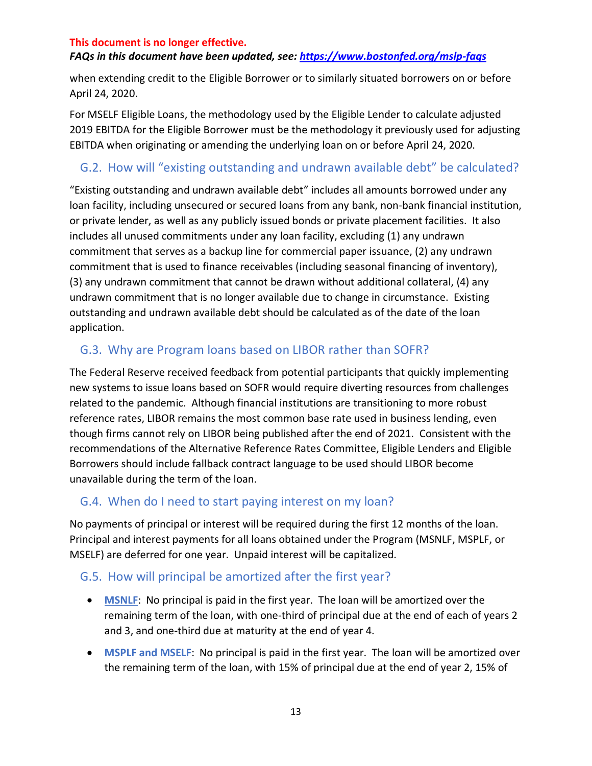**This document is no longer effective.**
***FAQs in this document have been updated, see: [https://www.bostonfed.org/mslp-faqs](https://www.bostonfed.org/mslp-faqs)***

when extending credit to the Eligible Borrower or to similarly situated borrowers on or before April 24, 2020.

For MSELF Eligible Loans, the methodology used by the Eligible Lender to calculate adjusted 2019 EBITDA for the Eligible Borrower must be the methodology it previously used for adjusting EBITDA when originating or amending the underlying loan on or before April 24, 2020.

## G.2. How will "existing outstanding and undrawn available debt" be calculated?

"Existing outstanding and undrawn available debt" includes all amounts borrowed under any loan facility, including unsecured or secured loans from any bank, non-bank financial institution, or private lender, as well as any publicly issued bonds or private placement facilities. It also includes all unused commitments under any loan facility, excluding (1) any undrawn commitment that serves as a backup line for commercial paper issuance, (2) any undrawn commitment that is used to finance receivables (including seasonal financing of inventory), (3) any undrawn commitment that cannot be drawn without additional collateral, (4) any undrawn commitment that is no longer available due to change in circumstance. Existing outstanding and undrawn available debt should be calculated as of the date of the loan application.

## G.3. Why are Program loans based on LIBOR rather than SOFR?

The Federal Reserve received feedback from potential participants that quickly implementing new systems to issue loans based on SOFR would require diverting resources from challenges related to the pandemic. Although financial institutions are transitioning to more robust reference rates, LIBOR remains the most common base rate used in business lending, even though firms cannot rely on LIBOR being published after the end of 2021. Consistent with the recommendations of the Alternative Reference Rates Committee, Eligible Lenders and Eligible Borrowers should include fallback contract language to be used should LIBOR become unavailable during the term of the loan.

## G.4. When do I need to start paying interest on my loan?

No payments of principal or interest will be required during the first 12 months of the loan. Principal and interest payments for all loans obtained under the Program (MSNLF, MSPLF, or MSELF) are deferred for one year. Unpaid interest will be capitalized.

## G.5. How will principal be amortized after the first year?

- **MSNLF**: No principal is paid in the first year. The loan will be amortized over the remaining term of the loan, with one-third of principal due at the end of each of years 2 and 3, and one-third due at maturity at the end of year 4.
- **MSPLF and MSELF**: No principal is paid in the first year. The loan will be amortized over the remaining term of the loan, with 15% of principal due at the end of year 2, 15% of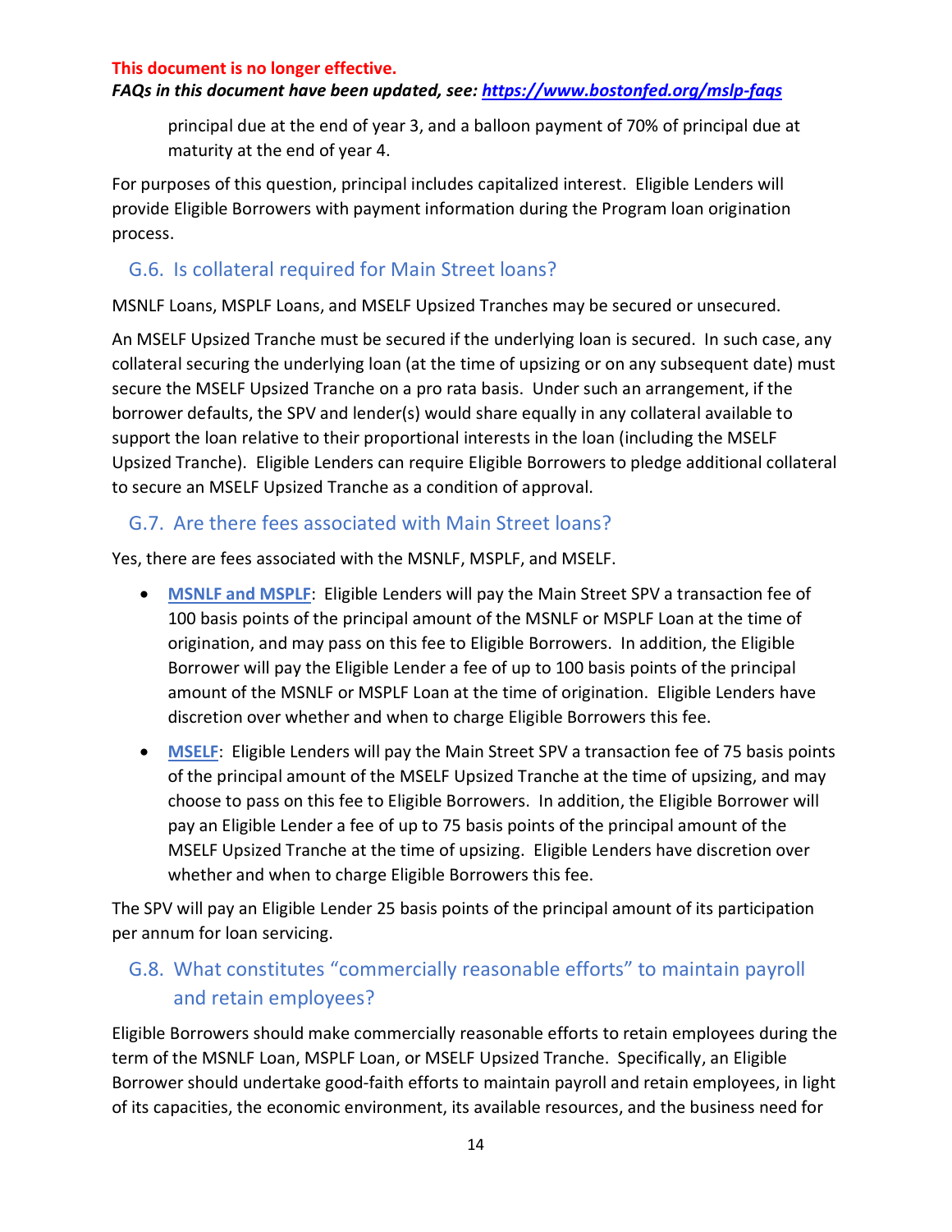**This document is no longer effective.**
***FAQs in this document have been updated, see: [https://www.bostonfed.org/mslp-faqs](https://www.bostonfed.org/mslp-faqs)***

principal due at the end of year 3, and a balloon payment of 70% of principal due at maturity at the end of year 4.

For purposes of this question, principal includes capitalized interest. Eligible Lenders will provide Eligible Borrowers with payment information during the Program loan origination process.

## G.6. Is collateral required for Main Street loans?

MSNLF Loans, MSPLF Loans, and MSELF Upsized Tranches may be secured or unsecured.

An MSELF Upsized Tranche must be secured if the underlying loan is secured. In such case, any collateral securing the underlying loan (at the time of upsizing or on any subsequent date) must secure the MSELF Upsized Tranche on a pro rata basis. Under such an arrangement, if the borrower defaults, the SPV and lender(s) would share equally in any collateral available to support the loan relative to their proportional interests in the loan (including the MSELF Upsized Tranche). Eligible Lenders can require Eligible Borrowers to pledge additional collateral to secure an MSELF Upsized Tranche as a condition of approval.

## G.7. Are there fees associated with Main Street loans?

Yes, there are fees associated with the MSNLF, MSPLF, and MSELF.

- **MSNLF and MSPLF**: Eligible Lenders will pay the Main Street SPV a transaction fee of 100 basis points of the principal amount of the MSNLF or MSPLF Loan at the time of origination, and may pass on this fee to Eligible Borrowers. In addition, the Eligible Borrower will pay the Eligible Lender a fee of up to 100 basis points of the principal amount of the MSNLF or MSPLF Loan at the time of origination. Eligible Lenders have discretion over whether and when to charge Eligible Borrowers this fee.
- **MSELF**: Eligible Lenders will pay the Main Street SPV a transaction fee of 75 basis points of the principal amount of the MSELF Upsized Tranche at the time of upsizing, and may choose to pass on this fee to Eligible Borrowers. In addition, the Eligible Borrower will pay an Eligible Lender a fee of up to 75 basis points of the principal amount of the MSELF Upsized Tranche at the time of upsizing. Eligible Lenders have discretion over whether and when to charge Eligible Borrowers this fee.

The SPV will pay an Eligible Lender 25 basis points of the principal amount of its participation per annum for loan servicing.

## G.8. What constitutes "commercially reasonable efforts" to maintain payroll and retain employees?

Eligible Borrowers should make commercially reasonable efforts to retain employees during the term of the MSNLF Loan, MSPLF Loan, or MSELF Upsized Tranche. Specifically, an Eligible Borrower should undertake good-faith efforts to maintain payroll and retain employees, in light of its capacities, the economic environment, its available resources, and the business need for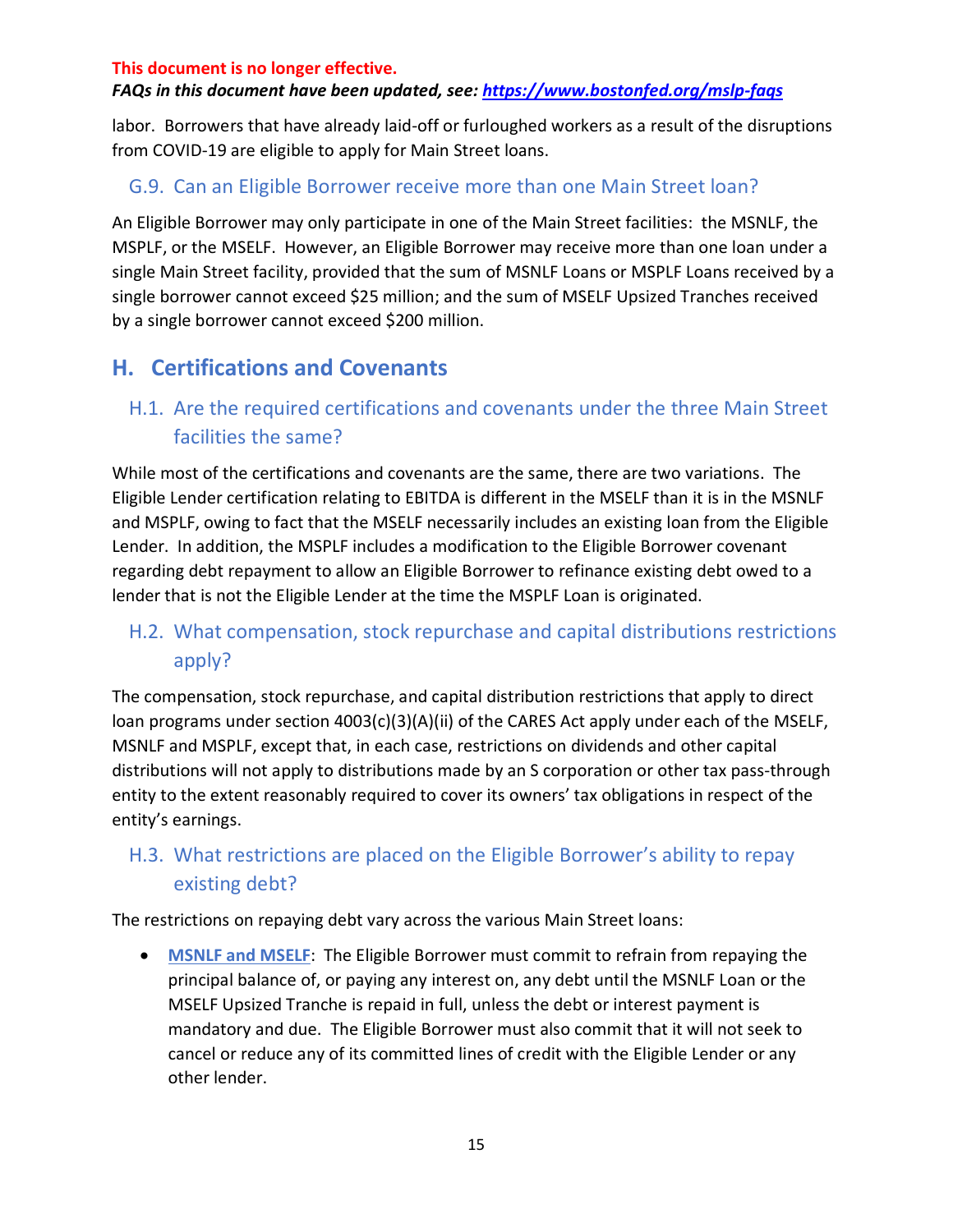**This document is no longer effective.**
***FAQs in this document have been updated, see: [https://www.bostonfed.org/mslp-faqs](https://www.bostonfed.org/mslp-faqs)***

labor. Borrowers that have already laid-off or furloughed workers as a result of the disruptions from COVID-19 are eligible to apply for Main Street loans.

### G.9. Can an Eligible Borrower receive more than one Main Street loan?

An Eligible Borrower may only participate in one of the Main Street facilities: the MSNLF, the MSPLF, or the MSELF. However, an Eligible Borrower may receive more than one loan under a single Main Street facility, provided that the sum of MSNLF Loans or MSPLF Loans received by a single borrower cannot exceed $25 million; and the sum of MSELF Upsized Tranches received by a single borrower cannot exceed $200 million.

## H. Certifications and Covenants

### H.1. Are the required certifications and covenants under the three Main Street facilities the same?

While most of the certifications and covenants are the same, there are two variations. The Eligible Lender certification relating to EBITDA is different in the MSELF than it is in the MSNLF and MSPLF, owing to fact that the MSELF necessarily includes an existing loan from the Eligible Lender. In addition, the MSPLF includes a modification to the Eligible Borrower covenant regarding debt repayment to allow an Eligible Borrower to refinance existing debt owed to a lender that is not the Eligible Lender at the time the MSPLF Loan is originated.

### H.2. What compensation, stock repurchase and capital distributions restrictions apply?

The compensation, stock repurchase, and capital distribution restrictions that apply to direct loan programs under section 4003(c)(3)(A)(ii) of the CARES Act apply under each of the MSELF, MSNLF and MSPLF, except that, in each case, restrictions on dividends and other capital distributions will not apply to distributions made by an S corporation or other tax pass-through entity to the extent reasonably required to cover its owners' tax obligations in respect of the entity's earnings.

### H.3. What restrictions are placed on the Eligible Borrower's ability to repay existing debt?

The restrictions on repaying debt vary across the various Main Street loans:

- **MSNLF and MSELF**: The Eligible Borrower must commit to refrain from repaying the principal balance of, or paying any interest on, any debt until the MSNLF Loan or the MSELF Upsized Tranche is repaid in full, unless the debt or interest payment is mandatory and due. The Eligible Borrower must also commit that it will not seek to cancel or reduce any of its committed lines of credit with the Eligible Lender or any other lender.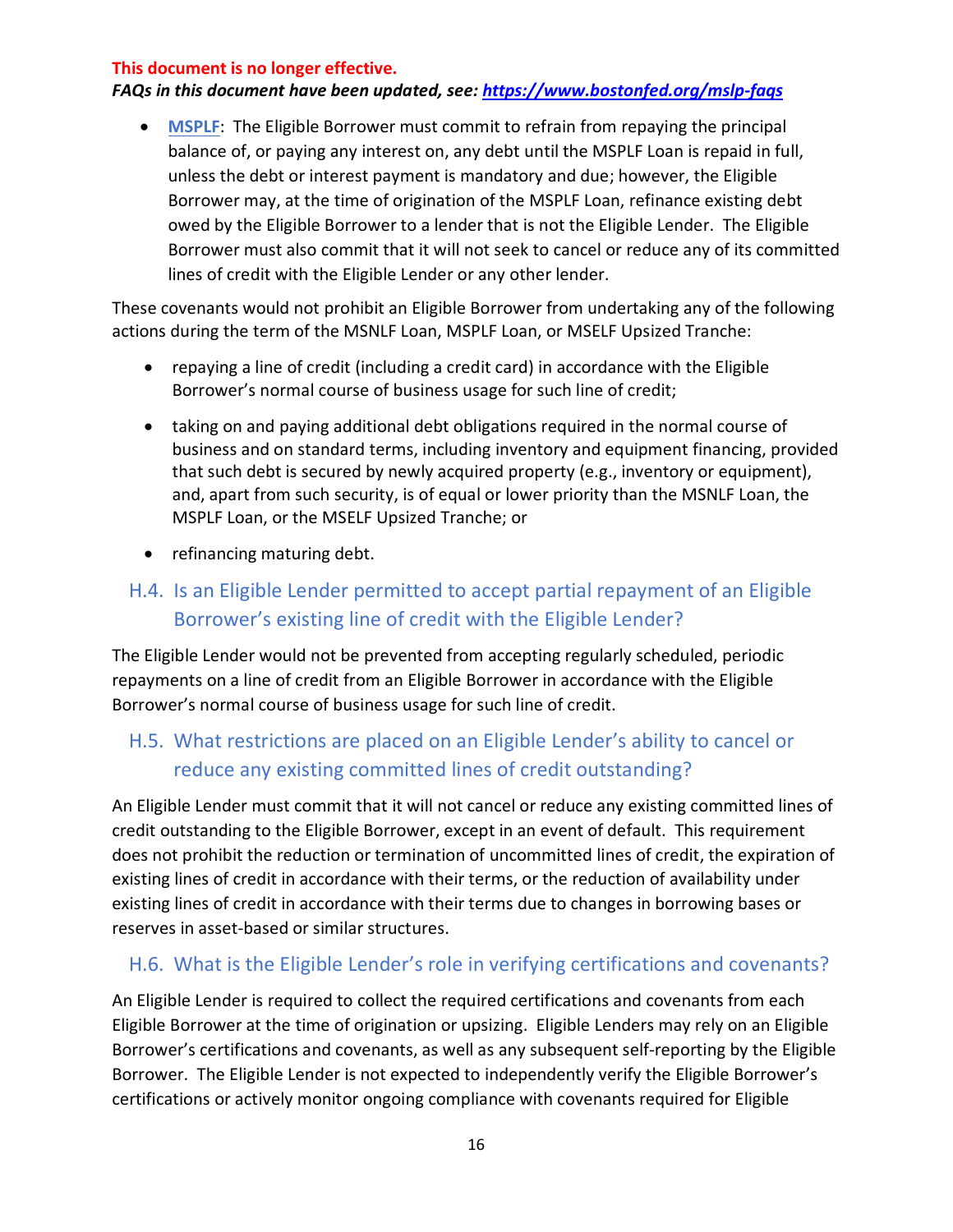**This document is no longer effective.**
***FAQs in this document have been updated, see: [https://www.bostonfed.org/mslp-faqs](https://www.bostonfed.org/mslp-faqs)***

- **MSPLF**: The Eligible Borrower must commit to refrain from repaying the principal balance of, or paying any interest on, any debt until the MSPLF Loan is repaid in full, unless the debt or interest payment is mandatory and due; however, the Eligible Borrower may, at the time of origination of the MSPLF Loan, refinance existing debt owed by the Eligible Borrower to a lender that is not the Eligible Lender. The Eligible Borrower must also commit that it will not seek to cancel or reduce any of its committed lines of credit with the Eligible Lender or any other lender.

These covenants would not prohibit an Eligible Borrower from undertaking any of the following actions during the term of the MSNLF Loan, MSPLF Loan, or MSELF Upsized Tranche:

- repaying a line of credit (including a credit card) in accordance with the Eligible Borrower's normal course of business usage for such line of credit;
- taking on and paying additional debt obligations required in the normal course of business and on standard terms, including inventory and equipment financing, provided that such debt is secured by newly acquired property (e.g., inventory or equipment), and, apart from such security, is of equal or lower priority than the MSNLF Loan, the MSPLF Loan, or the MSELF Upsized Tranche; or
- refinancing maturing debt.

## H.4. Is an Eligible Lender permitted to accept partial repayment of an Eligible Borrower's existing line of credit with the Eligible Lender?

The Eligible Lender would not be prevented from accepting regularly scheduled, periodic repayments on a line of credit from an Eligible Borrower in accordance with the Eligible Borrower's normal course of business usage for such line of credit.

## H.5. What restrictions are placed on an Eligible Lender's ability to cancel or reduce any existing committed lines of credit outstanding?

An Eligible Lender must commit that it will not cancel or reduce any existing committed lines of credit outstanding to the Eligible Borrower, except in an event of default. This requirement does not prohibit the reduction or termination of uncommitted lines of credit, the expiration of existing lines of credit in accordance with their terms, or the reduction of availability under existing lines of credit in accordance with their terms due to changes in borrowing bases or reserves in asset-based or similar structures.

## H.6. What is the Eligible Lender's role in verifying certifications and covenants?

An Eligible Lender is required to collect the required certifications and covenants from each Eligible Borrower at the time of origination or upsizing. Eligible Lenders may rely on an Eligible Borrower's certifications and covenants, as well as any subsequent self-reporting by the Eligible Borrower. The Eligible Lender is not expected to independently verify the Eligible Borrower's certifications or actively monitor ongoing compliance with covenants required for Eligible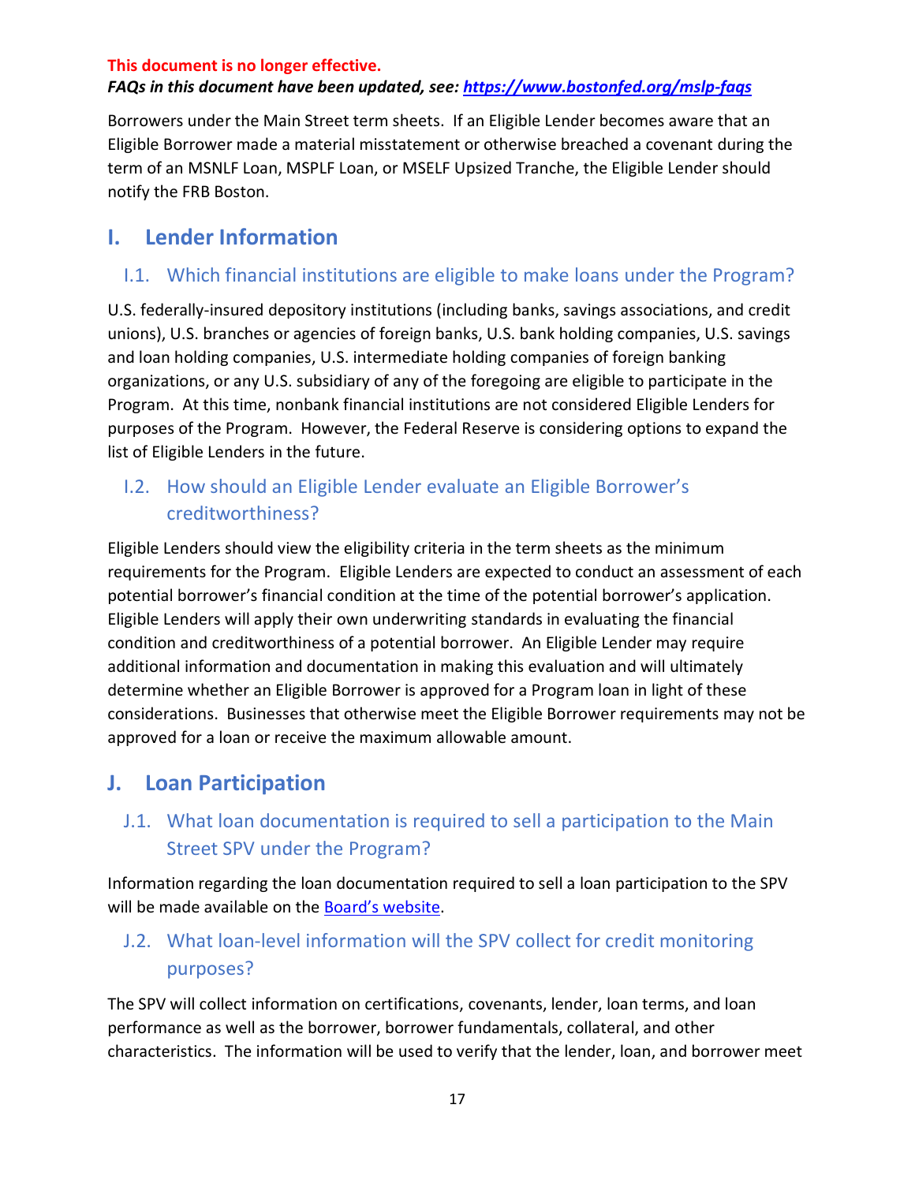**This document is no longer effective.**
***FAQs in this document have been updated, see: [https://www.bostonfed.org/mslp-faqs](https://www.bostonfed.org/mslp-faqs)***

Borrowers under the Main Street term sheets. If an Eligible Lender becomes aware that an Eligible Borrower made a material misstatement or otherwise breached a covenant during the term of an MSNLF Loan, MSPLF Loan, or MSELF Upsized Tranche, the Eligible Lender should notify the FRB Boston.

## I. Lender Information

### I.1. Which financial institutions are eligible to make loans under the Program?

U.S. federally-insured depository institutions (including banks, savings associations, and credit unions), U.S. branches or agencies of foreign banks, U.S. bank holding companies, U.S. savings and loan holding companies, U.S. intermediate holding companies of foreign banking organizations, or any U.S. subsidiary of any of the foregoing are eligible to participate in the Program. At this time, nonbank financial institutions are not considered Eligible Lenders for purposes of the Program. However, the Federal Reserve is considering options to expand the list of Eligible Lenders in the future.

### I.2. How should an Eligible Lender evaluate an Eligible Borrower's creditworthiness?

Eligible Lenders should view the eligibility criteria in the term sheets as the minimum requirements for the Program. Eligible Lenders are expected to conduct an assessment of each potential borrower's financial condition at the time of the potential borrower's application. Eligible Lenders will apply their own underwriting standards in evaluating the financial condition and creditworthiness of a potential borrower. An Eligible Lender may require additional information and documentation in making this evaluation and will ultimately determine whether an Eligible Borrower is approved for a Program loan in light of these considerations. Businesses that otherwise meet the Eligible Borrower requirements may not be approved for a loan or receive the maximum allowable amount.

## J. Loan Participation

### J.1. What loan documentation is required to sell a participation to the Main Street SPV under the Program?

Information regarding the loan documentation required to sell a loan participation to the SPV will be made available on the [Board's website](#).

### J.2. What loan-level information will the SPV collect for credit monitoring purposes?

The SPV will collect information on certifications, covenants, lender, loan terms, and loan performance as well as the borrower, borrower fundamentals, collateral, and other characteristics. The information will be used to verify that the lender, loan, and borrower meet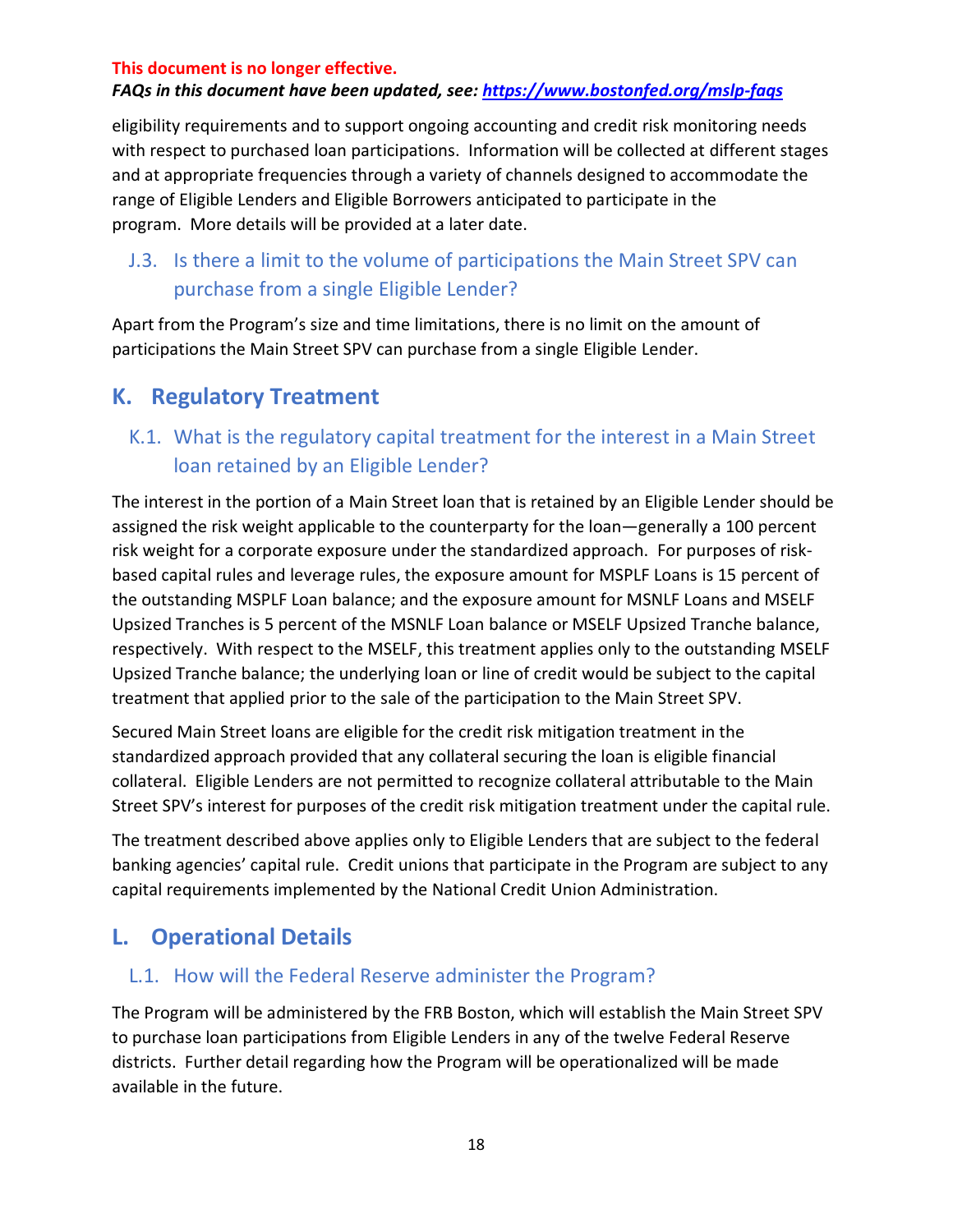**This document is no longer effective.**
***FAQs in this document have been updated, see: [https://www.bostonfed.org/mslp-faqs](https://www.bostonfed.org/mslp-faqs)***

eligibility requirements and to support ongoing accounting and credit risk monitoring needs with respect to purchased loan participations. Information will be collected at different stages and at appropriate frequencies through a variety of channels designed to accommodate the range of Eligible Lenders and Eligible Borrowers anticipated to participate in the program. More details will be provided at a later date.

### J.3. Is there a limit to the volume of participations the Main Street SPV can purchase from a single Eligible Lender?

Apart from the Program's size and time limitations, there is no limit on the amount of participations the Main Street SPV can purchase from a single Eligible Lender.

## K. Regulatory Treatment

### K.1. What is the regulatory capital treatment for the interest in a Main Street loan retained by an Eligible Lender?

The interest in the portion of a Main Street loan that is retained by an Eligible Lender should be assigned the risk weight applicable to the counterparty for the loan—generally a 100 percent risk weight for a corporate exposure under the standardized approach. For purposes of risk-based capital rules and leverage rules, the exposure amount for MSPLF Loans is 15 percent of the outstanding MSPLF Loan balance; and the exposure amount for MSNLF Loans and MSELF Upsized Tranches is 5 percent of the MSNLF Loan balance or MSELF Upsized Tranche balance, respectively. With respect to the MSELF, this treatment applies only to the outstanding MSELF Upsized Tranche balance; the underlying loan or line of credit would be subject to the capital treatment that applied prior to the sale of the participation to the Main Street SPV.

Secured Main Street loans are eligible for the credit risk mitigation treatment in the standardized approach provided that any collateral securing the loan is eligible financial collateral. Eligible Lenders are not permitted to recognize collateral attributable to the Main Street SPV's interest for purposes of the credit risk mitigation treatment under the capital rule.

The treatment described above applies only to Eligible Lenders that are subject to the federal banking agencies' capital rule. Credit unions that participate in the Program are subject to any capital requirements implemented by the National Credit Union Administration.

## L. Operational Details

### L.1. How will the Federal Reserve administer the Program?

The Program will be administered by the FRB Boston, which will establish the Main Street SPV to purchase loan participations from Eligible Lenders in any of the twelve Federal Reserve districts. Further detail regarding how the Program will be operationalized will be made available in the future.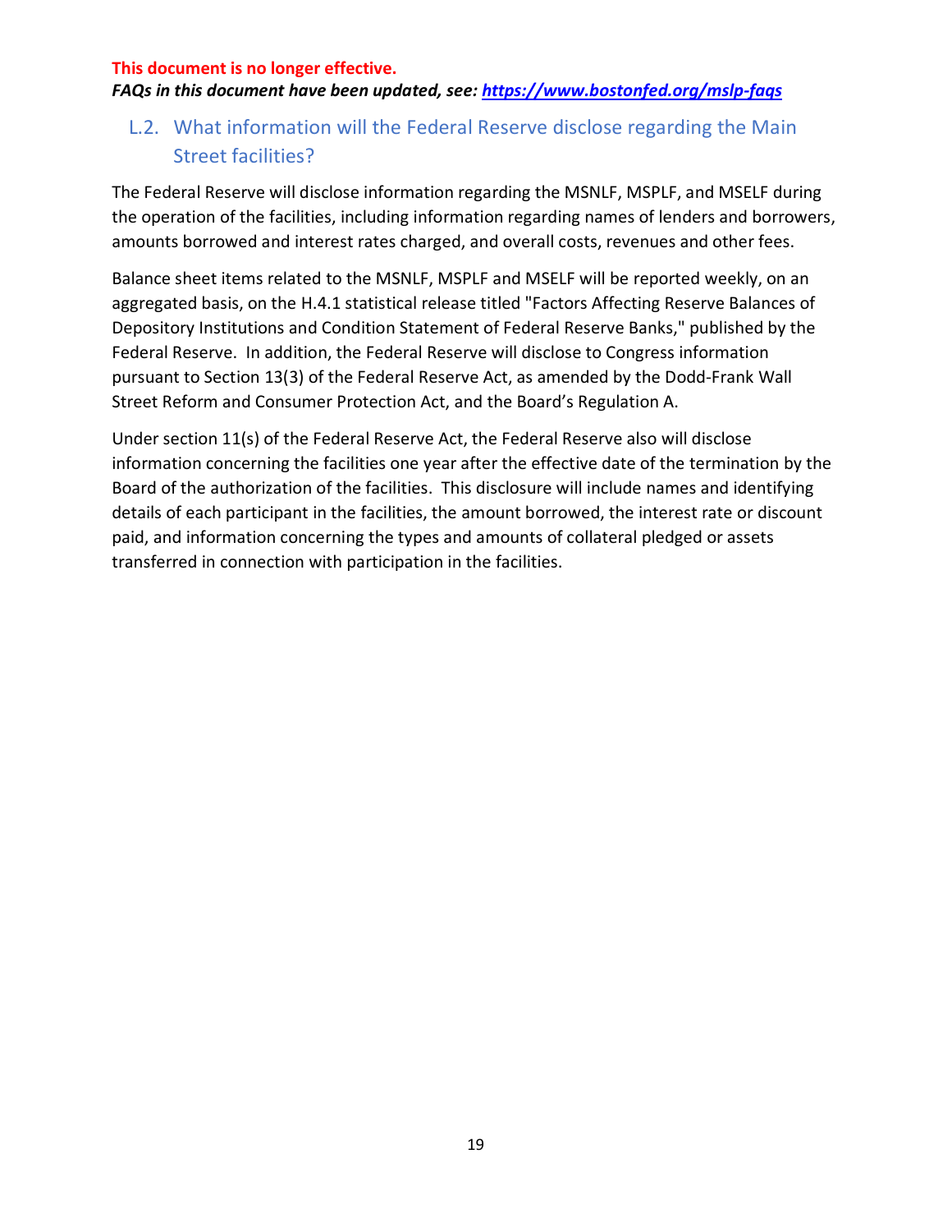**This document is no longer effective.**
***FAQs in this document have been updated, see: [https://www.bostonfed.org/mslp-faqs](https://www.bostonfed.org/mslp-faqs)***

## L.2. What information will the Federal Reserve disclose regarding the Main Street facilities?

The Federal Reserve will disclose information regarding the MSNLF, MSPLF, and MSELF during the operation of the facilities, including information regarding names of lenders and borrowers, amounts borrowed and interest rates charged, and overall costs, revenues and other fees.

Balance sheet items related to the MSNLF, MSPLF and MSELF will be reported weekly, on an aggregated basis, on the H.4.1 statistical release titled "Factors Affecting Reserve Balances of Depository Institutions and Condition Statement of Federal Reserve Banks," published by the Federal Reserve. In addition, the Federal Reserve will disclose to Congress information pursuant to Section 13(3) of the Federal Reserve Act, as amended by the Dodd-Frank Wall Street Reform and Consumer Protection Act, and the Board's Regulation A.

Under section 11(s) of the Federal Reserve Act, the Federal Reserve also will disclose information concerning the facilities one year after the effective date of the termination by the Board of the authorization of the facilities. This disclosure will include names and identifying details of each participant in the facilities, the amount borrowed, the interest rate or discount paid, and information concerning the types and amounts of collateral pledged or assets transferred in connection with participation in the facilities.